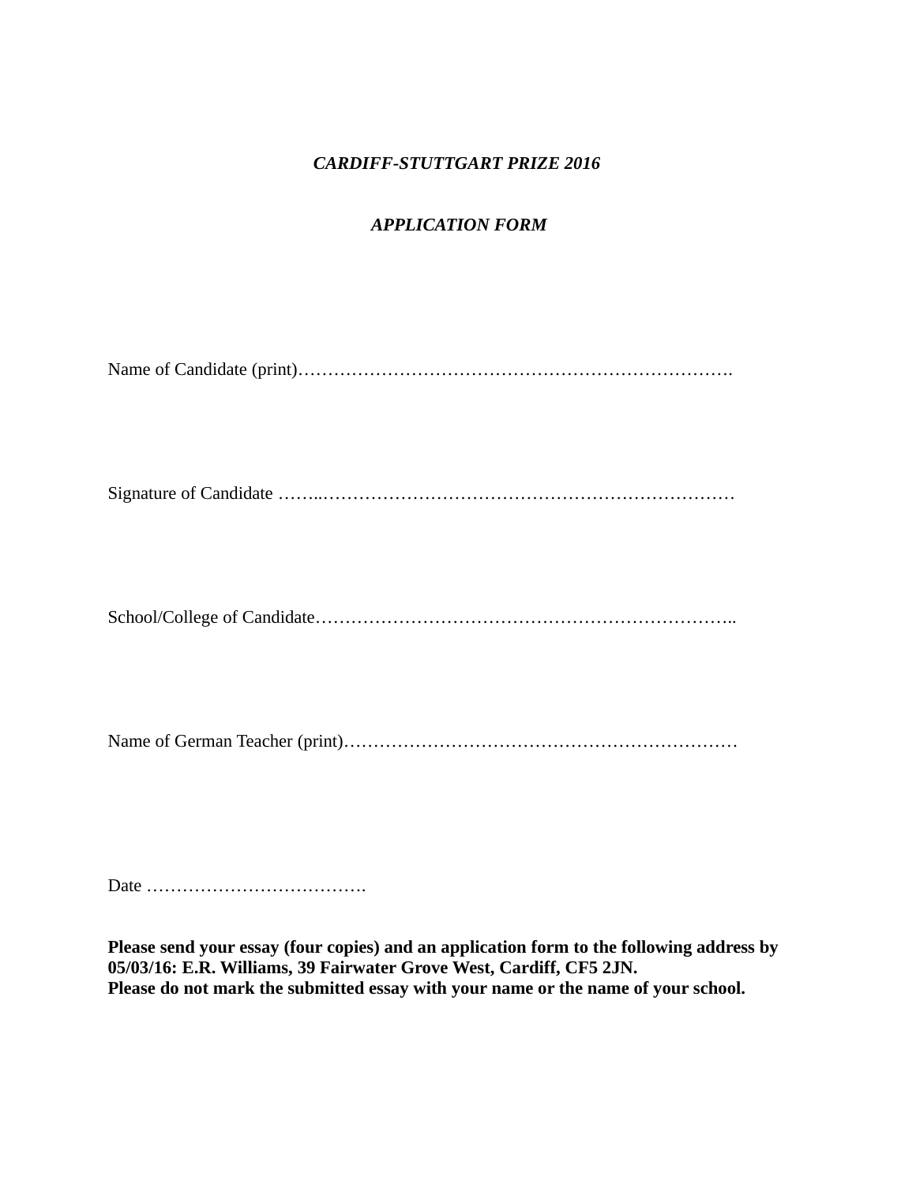***CARDIFF-STUTTGART PRIZE 2016***

***APPLICATION FORM***

Name of Candidate (print)……………………………………………………………….

Signature of Candidate ……..……………………………………….……………………

School/College of Candidate……………………………………………………………..

Name of German Teacher (print)…………………………………………………………

Date ……………………………….

**Please send your essay (four copies) and an application form to the following address by 05/03/16: E.R. Williams, 39 Fairwater Grove West, Cardiff, CF5 2JN.**
**Please do not mark the submitted essay with your name or the name of your school.**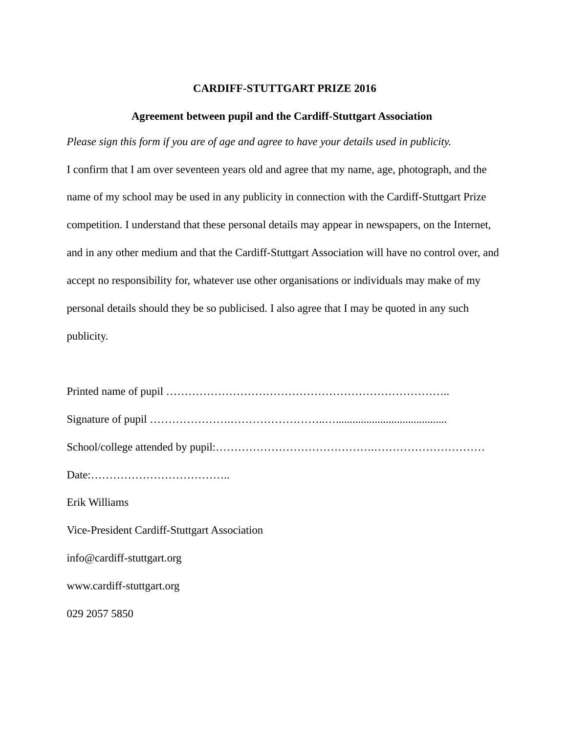**CARDIFF-STUTTGART PRIZE 2016**

**Agreement between pupil and the Cardiff-Stuttgart Association**

*Please sign this form if you are of age and agree to have your details used in publicity.*

I confirm that I am over seventeen years old and agree that my name, age, photograph, and the name of my school may be used in any publicity in connection with the Cardiff-Stuttgart Prize competition. I understand that these personal details may appear in newspapers, on the Internet, and in any other medium and that the Cardiff-Stuttgart Association will have no control over, and accept no responsibility for, whatever use other organisations or individuals may make of my personal details should they be so publicised. I also agree that I may be quoted in any such publicity.

Printed name of pupil …………………………………………………………………..

Signature of pupil ………………….…………………….….......................................

School/college attended by pupil:………………………………….…………………………

Date:………………………………..

Erik Williams

Vice-President Cardiff-Stuttgart Association

info@cardiff-stuttgart.org

www.cardiff-stuttgart.org

029 2057 5850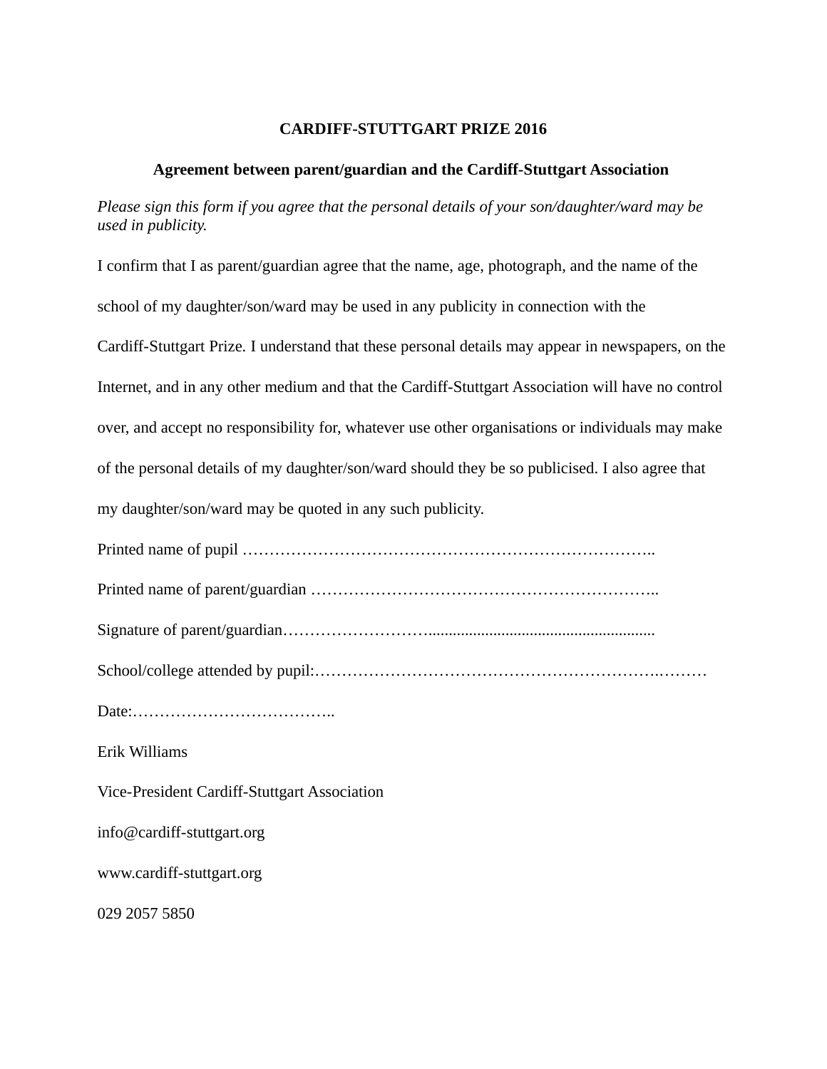**CARDIFF-STUTTGART PRIZE 2016**

**Agreement between parent/guardian and the Cardiff-Stuttgart Association**

*Please sign this form if you agree that the personal details of your son/daughter/ward may be used in publicity.*

I confirm that I as parent/guardian agree that the name, age, photograph, and the name of the school of my daughter/son/ward may be used in any publicity in connection with the Cardiff-Stuttgart Prize. I understand that these personal details may appear in newspapers, on the Internet, and in any other medium and that the Cardiff-Stuttgart Association will have no control over, and accept no responsibility for, whatever use other organisations or individuals may make of the personal details of my daughter/son/ward should they be so publicised. I also agree that my daughter/son/ward may be quoted in any such publicity.

Printed name of pupil …………………………………………………………………..

Printed name of parent/guardian ………………………………………………………..

Signature of parent/guardian……………………….......................................................

School/college attended by pupil:……………………………………………………….………

Date:………………………………..

Erik Williams

Vice-President Cardiff-Stuttgart Association

info@cardiff-stuttgart.org

www.cardiff-stuttgart.org

029 2057 5850